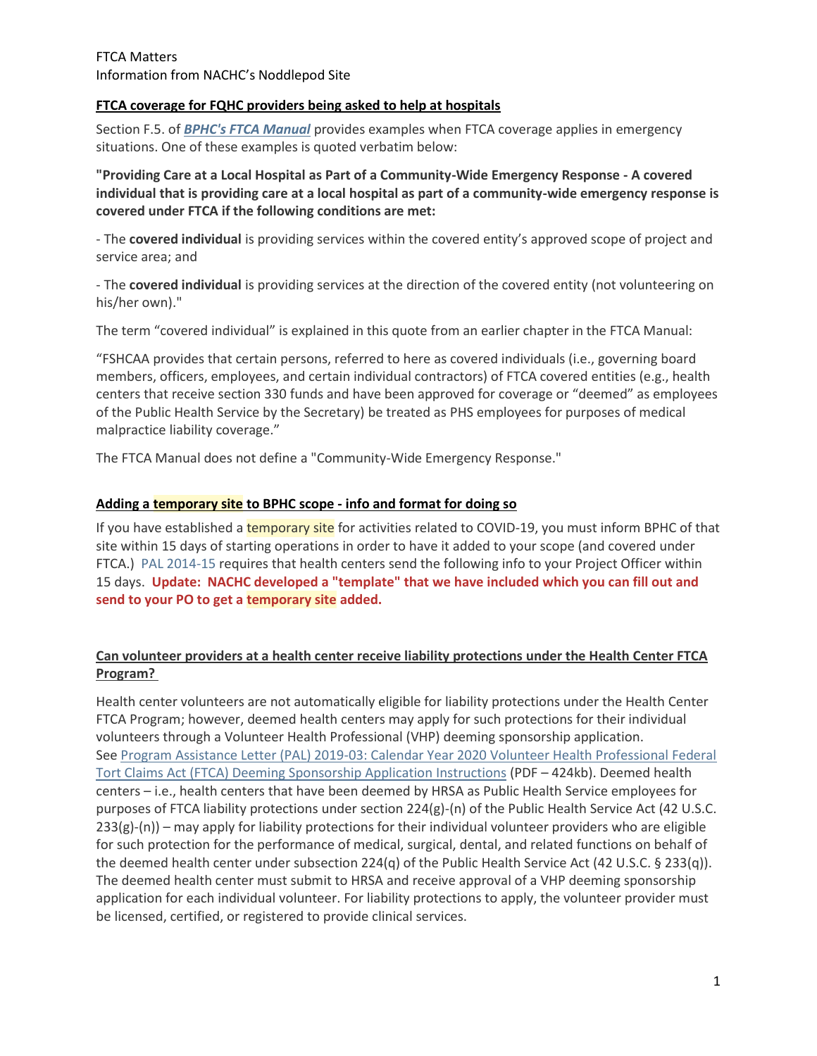FTCA Matters
Information from NACHC's Noddlepod Site

## FTCA coverage for FQHC providers being asked to help at hospitals

Section F.5. of ***BPHC's FTCA Manual*** provides examples when FTCA coverage applies in emergency situations. One of these examples is quoted verbatim below:

**"Providing Care at a Local Hospital as Part of a Community-Wide Emergency Response - A covered individual that is providing care at a local hospital as part of a community-wide emergency response is covered under FTCA if the following conditions are met:**

- The **covered individual** is providing services within the covered entity's approved scope of project and service area; and

- The **covered individual** is providing services at the direction of the covered entity (not volunteering on his/her own)."

The term "covered individual" is explained in this quote from an earlier chapter in the FTCA Manual:

"FSHCAA provides that certain persons, referred to here as covered individuals (i.e., governing board members, officers, employees, and certain individual contractors) of FTCA covered entities (e.g., health centers that receive section 330 funds and have been approved for coverage or "deemed" as employees of the Public Health Service by the Secretary) be treated as PHS employees for purposes of medical malpractice liability coverage."

The FTCA Manual does not define a "Community-Wide Emergency Response."

## Adding a temporary site to BPHC scope - info and format for doing so

If you have established a temporary site for activities related to COVID-19, you must inform BPHC of that site within 15 days of starting operations in order to have it added to your scope (and covered under FTCA.) PAL 2014-15 requires that health centers send the following info to your Project Officer within 15 days. **Update: NACHC developed a "template" that we have included which you can fill out and send to your PO to get a temporary site added.**

## Can volunteer providers at a health center receive liability protections under the Health Center FTCA Program?

Health center volunteers are not automatically eligible for liability protections under the Health Center FTCA Program; however, deemed health centers may apply for such protections for their individual volunteers through a Volunteer Health Professional (VHP) deeming sponsorship application. See Program Assistance Letter (PAL) 2019-03: Calendar Year 2020 Volunteer Health Professional Federal Tort Claims Act (FTCA) Deeming Sponsorship Application Instructions (PDF – 424kb). Deemed health centers – i.e., health centers that have been deemed by HRSA as Public Health Service employees for purposes of FTCA liability protections under section 224(g)-(n) of the Public Health Service Act (42 U.S.C. 233(g)-(n)) – may apply for liability protections for their individual volunteer providers who are eligible for such protection for the performance of medical, surgical, dental, and related functions on behalf of the deemed health center under subsection 224(q) of the Public Health Service Act (42 U.S.C. § 233(q)). The deemed health center must submit to HRSA and receive approval of a VHP deeming sponsorship application for each individual volunteer. For liability protections to apply, the volunteer provider must be licensed, certified, or registered to provide clinical services.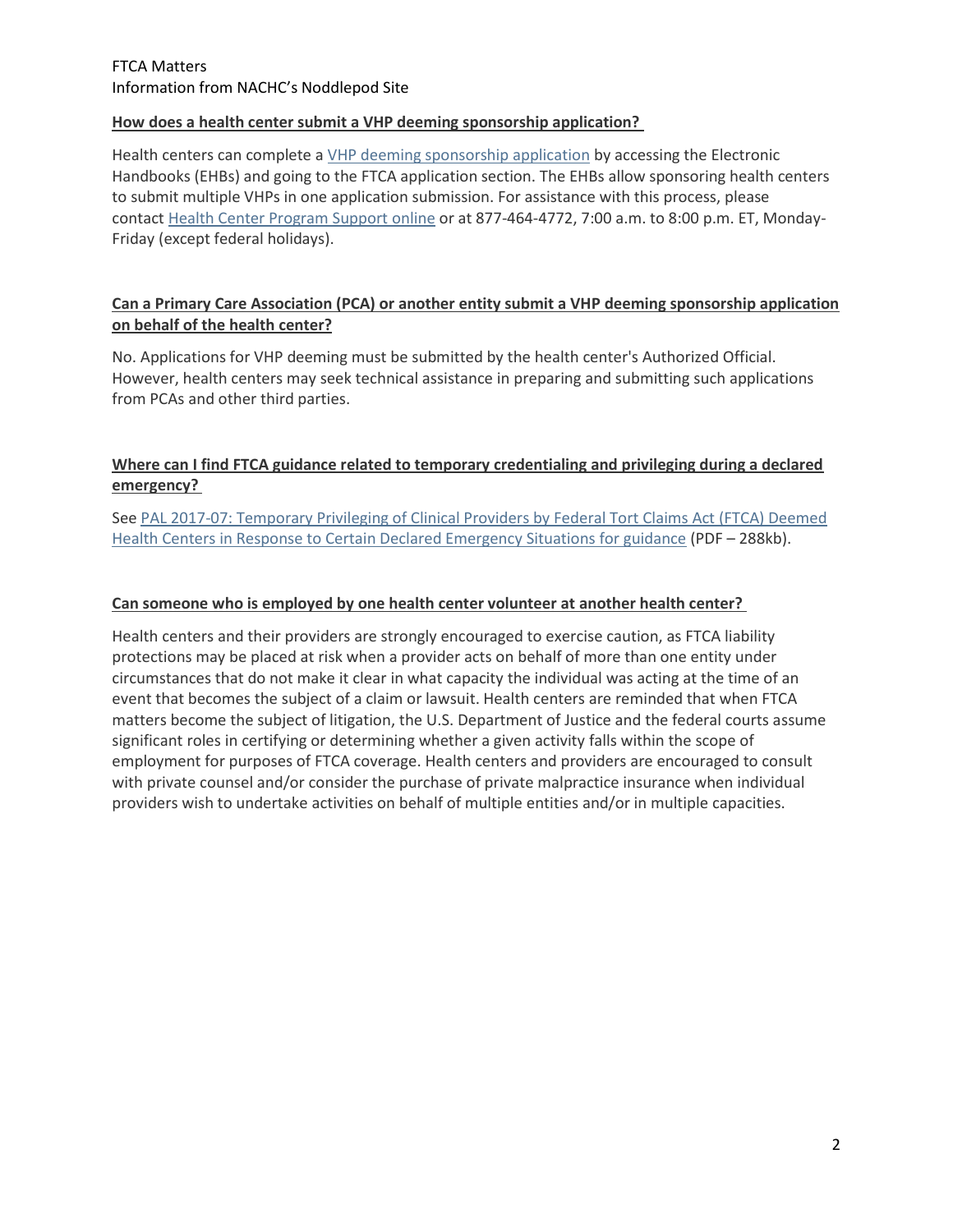### How does a health center submit a VHP deeming sponsorship application?

Health centers can complete a VHP deeming sponsorship application by accessing the Electronic Handbooks (EHBs) and going to the FTCA application section. The EHBs allow sponsoring health centers to submit multiple VHPs in one application submission. For assistance with this process, please contact Health Center Program Support online or at 877-464-4772, 7:00 a.m. to 8:00 p.m. ET, Monday-Friday (except federal holidays).

### Can a Primary Care Association (PCA) or another entity submit a VHP deeming sponsorship application on behalf of the health center?

No. Applications for VHP deeming must be submitted by the health center's Authorized Official. However, health centers may seek technical assistance in preparing and submitting such applications from PCAs and other third parties.

### Where can I find FTCA guidance related to temporary credentialing and privileging during a declared emergency?

See PAL 2017-07: Temporary Privileging of Clinical Providers by Federal Tort Claims Act (FTCA) Deemed Health Centers in Response to Certain Declared Emergency Situations for guidance (PDF – 288kb).

### Can someone who is employed by one health center volunteer at another health center?

Health centers and their providers are strongly encouraged to exercise caution, as FTCA liability protections may be placed at risk when a provider acts on behalf of more than one entity under circumstances that do not make it clear in what capacity the individual was acting at the time of an event that becomes the subject of a claim or lawsuit. Health centers are reminded that when FTCA matters become the subject of litigation, the U.S. Department of Justice and the federal courts assume significant roles in certifying or determining whether a given activity falls within the scope of employment for purposes of FTCA coverage. Health centers and providers are encouraged to consult with private counsel and/or consider the purchase of private malpractice insurance when individual providers wish to undertake activities on behalf of multiple entities and/or in multiple capacities.